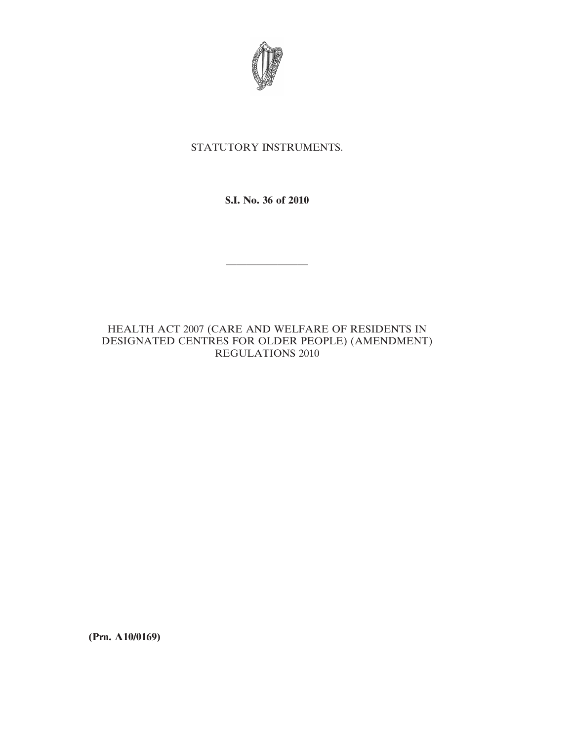STATUTORY INSTRUMENTS.

**S.I. No. 36 of 2010**

---

HEALTH ACT 2007 (CARE AND WELFARE OF RESIDENTS IN DESIGNATED CENTRES FOR OLDER PEOPLE) (AMENDMENT) REGULATIONS 2010

**(Prn. A10/0169)**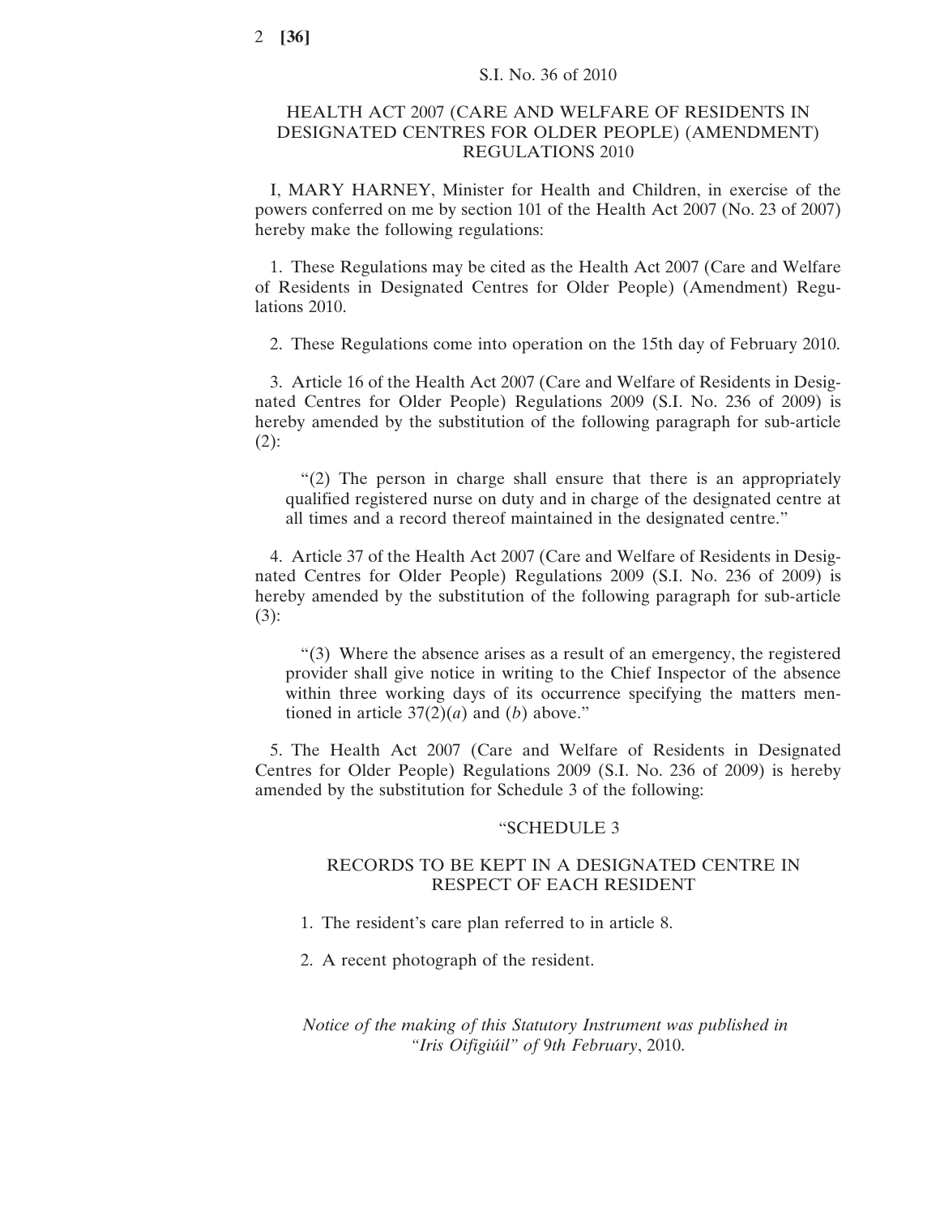S.I. No. 36 of 2010

# HEALTH ACT 2007 (CARE AND WELFARE OF RESIDENTS IN DESIGNATED CENTRES FOR OLDER PEOPLE) (AMENDMENT) REGULATIONS 2010

I, MARY HARNEY, Minister for Health and Children, in exercise of the powers conferred on me by section 101 of the Health Act 2007 (No. 23 of 2007) hereby make the following regulations:

1. These Regulations may be cited as the Health Act 2007 (Care and Welfare of Residents in Designated Centres for Older People) (Amendment) Regulations 2010.

2. These Regulations come into operation on the 15th day of February 2010.

3. Article 16 of the Health Act 2007 (Care and Welfare of Residents in Designated Centres for Older People) Regulations 2009 (S.I. No. 236 of 2009) is hereby amended by the substitution of the following paragraph for sub-article (2):

> "(2) The person in charge shall ensure that there is an appropriately qualified registered nurse on duty and in charge of the designated centre at all times and a record thereof maintained in the designated centre."

4. Article 37 of the Health Act 2007 (Care and Welfare of Residents in Designated Centres for Older People) Regulations 2009 (S.I. No. 236 of 2009) is hereby amended by the substitution of the following paragraph for sub-article (3):

> "(3) Where the absence arises as a result of an emergency, the registered provider shall give notice in writing to the Chief Inspector of the absence within three working days of its occurrence specifying the matters mentioned in article 37(2)(*a*) and (*b*) above."

5. The Health Act 2007 (Care and Welfare of Residents in Designated Centres for Older People) Regulations 2009 (S.I. No. 236 of 2009) is hereby amended by the substitution for Schedule 3 of the following:

"SCHEDULE 3

RECORDS TO BE KEPT IN A DESIGNATED CENTRE IN RESPECT OF EACH RESIDENT

1. The resident's care plan referred to in article 8.

2. A recent photograph of the resident.

*Notice of the making of this Statutory Instrument was published in "Iris Oifigiúil" of* 9*th February*, 2010.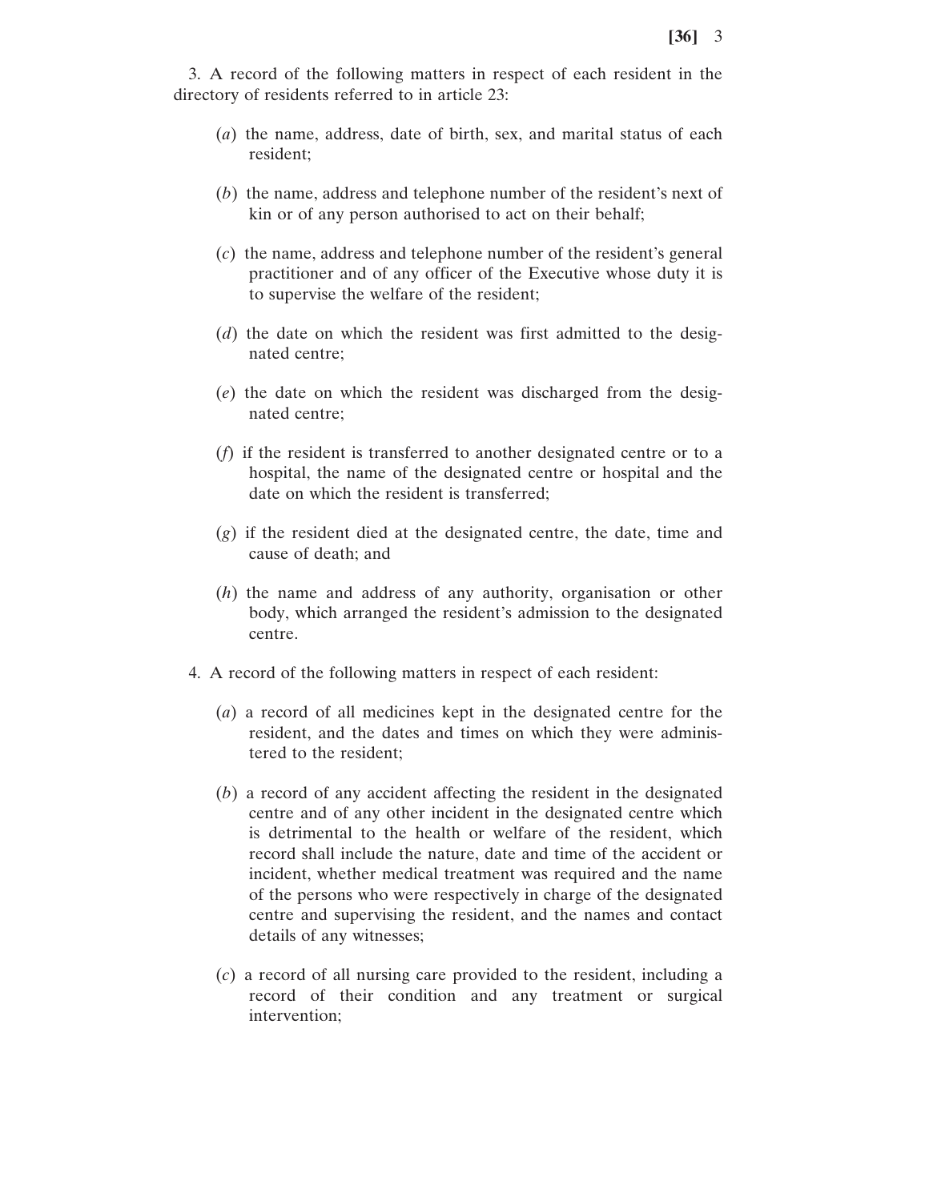3. A record of the following matters in respect of each resident in the directory of residents referred to in article 23:

(*a*) the name, address, date of birth, sex, and marital status of each resident;

(*b*) the name, address and telephone number of the resident's next of kin or of any person authorised to act on their behalf;

(*c*) the name, address and telephone number of the resident's general practitioner and of any officer of the Executive whose duty it is to supervise the welfare of the resident;

(*d*) the date on which the resident was first admitted to the designated centre;

(*e*) the date on which the resident was discharged from the designated centre;

(*f*) if the resident is transferred to another designated centre or to a hospital, the name of the designated centre or hospital and the date on which the resident is transferred;

(*g*) if the resident died at the designated centre, the date, time and cause of death; and

(*h*) the name and address of any authority, organisation or other body, which arranged the resident's admission to the designated centre.

4. A record of the following matters in respect of each resident:

(*a*) a record of all medicines kept in the designated centre for the resident, and the dates and times on which they were administered to the resident;

(*b*) a record of any accident affecting the resident in the designated centre and of any other incident in the designated centre which is detrimental to the health or welfare of the resident, which record shall include the nature, date and time of the accident or incident, whether medical treatment was required and the name of the persons who were respectively in charge of the designated centre and supervising the resident, and the names and contact details of any witnesses;

(*c*) a record of all nursing care provided to the resident, including a record of their condition and any treatment or surgical intervention;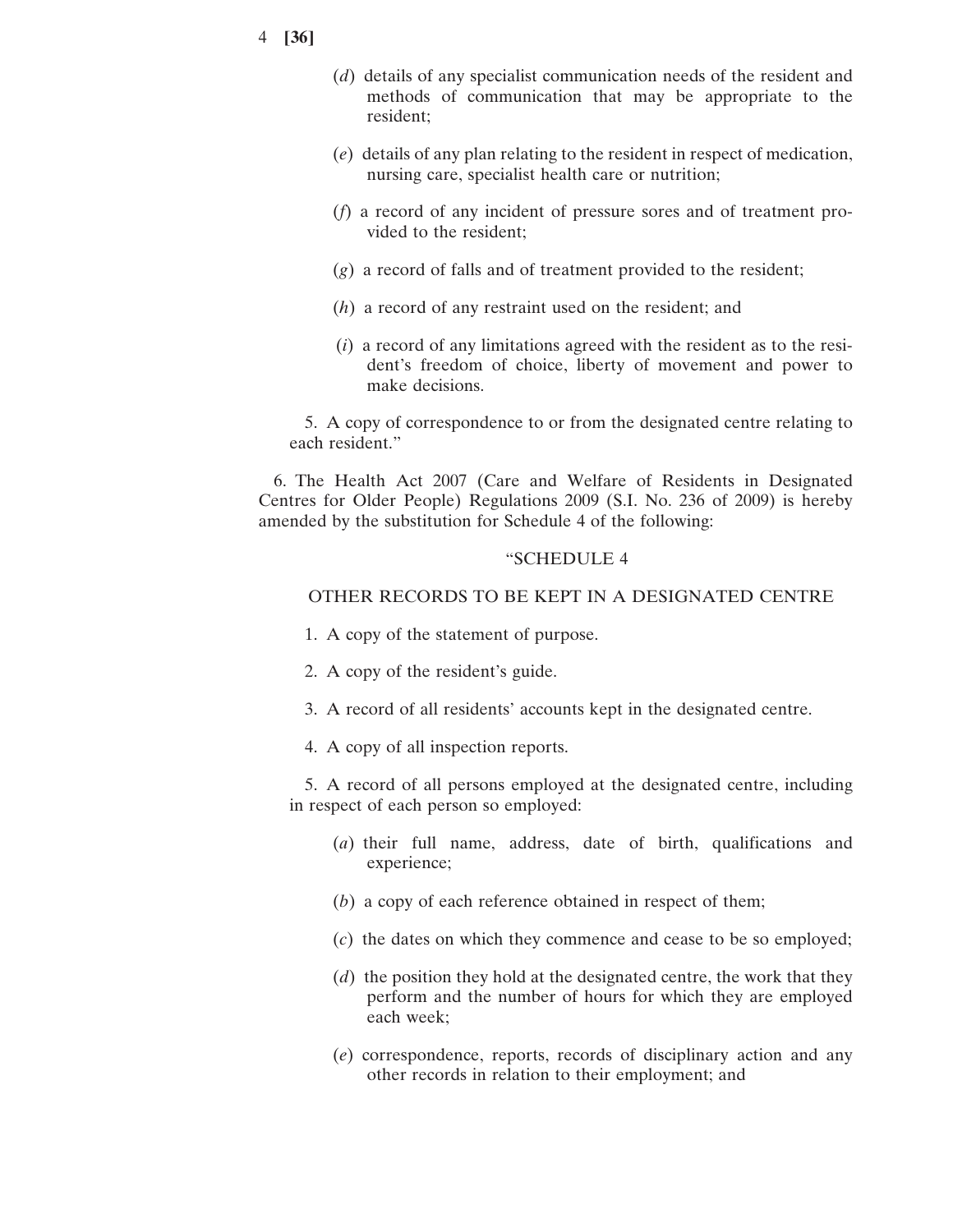(*d*) details of any specialist communication needs of the resident and methods of communication that may be appropriate to the resident;

(*e*) details of any plan relating to the resident in respect of medication, nursing care, specialist health care or nutrition;

(*f*) a record of any incident of pressure sores and of treatment provided to the resident;

(*g*) a record of falls and of treatment provided to the resident;

(*h*) a record of any restraint used on the resident; and

(*i*) a record of any limitations agreed with the resident as to the resident's freedom of choice, liberty of movement and power to make decisions.

5. A copy of correspondence to or from the designated centre relating to each resident."

6. The Health Act 2007 (Care and Welfare of Residents in Designated Centres for Older People) Regulations 2009 (S.I. No. 236 of 2009) is hereby amended by the substitution for Schedule 4 of the following:

"SCHEDULE 4

OTHER RECORDS TO BE KEPT IN A DESIGNATED CENTRE

1. A copy of the statement of purpose.

2. A copy of the resident's guide.

3. A record of all residents' accounts kept in the designated centre.

4. A copy of all inspection reports.

5. A record of all persons employed at the designated centre, including in respect of each person so employed:

(*a*) their full name, address, date of birth, qualifications and experience;

(*b*) a copy of each reference obtained in respect of them;

(*c*) the dates on which they commence and cease to be so employed;

(*d*) the position they hold at the designated centre, the work that they perform and the number of hours for which they are employed each week;

(*e*) correspondence, reports, records of disciplinary action and any other records in relation to their employment; and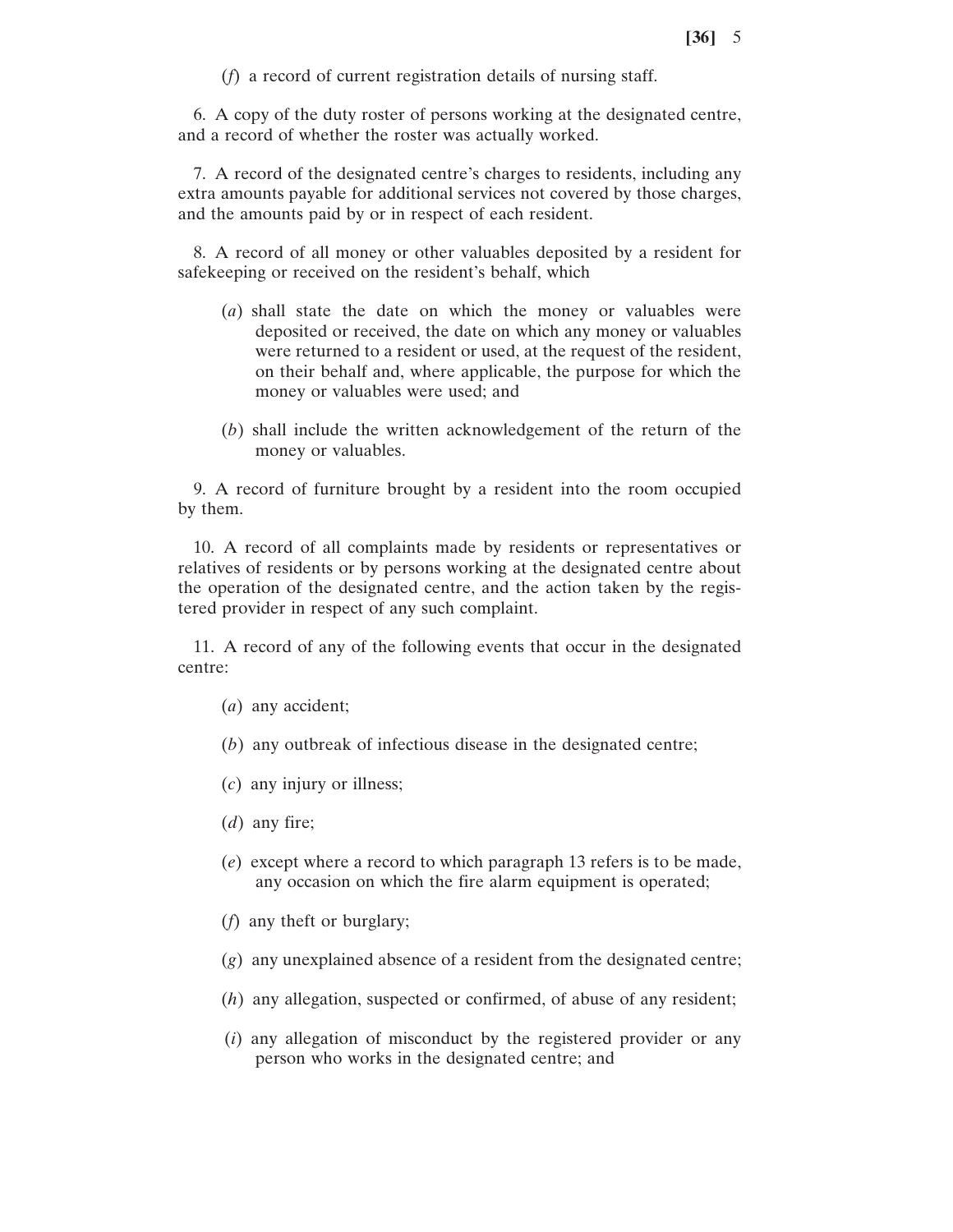(*f*) a record of current registration details of nursing staff.

6. A copy of the duty roster of persons working at the designated centre, and a record of whether the roster was actually worked.

7. A record of the designated centre's charges to residents, including any extra amounts payable for additional services not covered by those charges, and the amounts paid by or in respect of each resident.

8. A record of all money or other valuables deposited by a resident for safekeeping or received on the resident's behalf, which

(*a*) shall state the date on which the money or valuables were deposited or received, the date on which any money or valuables were returned to a resident or used, at the request of the resident, on their behalf and, where applicable, the purpose for which the money or valuables were used; and

(*b*) shall include the written acknowledgement of the return of the money or valuables.

9. A record of furniture brought by a resident into the room occupied by them.

10. A record of all complaints made by residents or representatives or relatives of residents or by persons working at the designated centre about the operation of the designated centre, and the action taken by the registered provider in respect of any such complaint.

11. A record of any of the following events that occur in the designated centre:

(*a*) any accident;

(*b*) any outbreak of infectious disease in the designated centre;

(*c*) any injury or illness;

(*d*) any fire;

(*e*) except where a record to which paragraph 13 refers is to be made, any occasion on which the fire alarm equipment is operated;

(*f*) any theft or burglary;

(*g*) any unexplained absence of a resident from the designated centre;

(*h*) any allegation, suspected or confirmed, of abuse of any resident;

(*i*) any allegation of misconduct by the registered provider or any person who works in the designated centre; and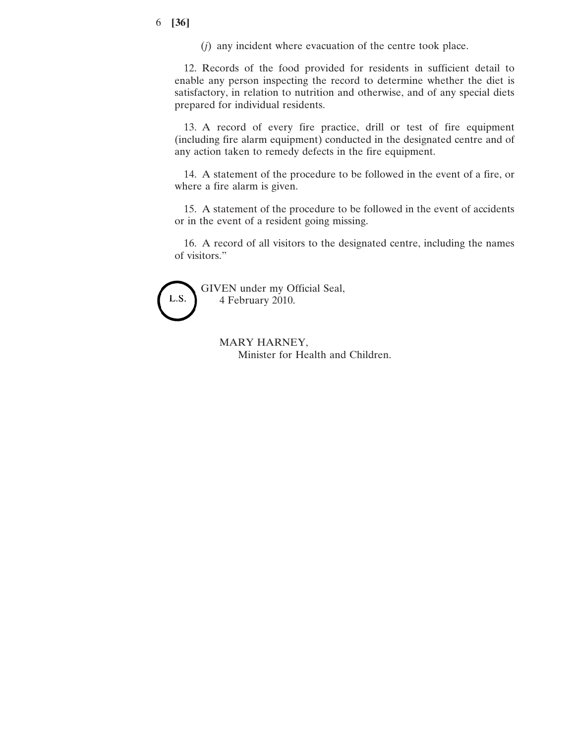(*j*) any incident where evacuation of the centre took place.

12. Records of the food provided for residents in sufficient detail to enable any person inspecting the record to determine whether the diet is satisfactory, in relation to nutrition and otherwise, and of any special diets prepared for individual residents.

13. A record of every fire practice, drill or test of fire equipment (including fire alarm equipment) conducted in the designated centre and of any action taken to remedy defects in the fire equipment.

14. A statement of the procedure to be followed in the event of a fire, or where a fire alarm is given.

15. A statement of the procedure to be followed in the event of accidents or in the event of a resident going missing.

16. A record of all visitors to the designated centre, including the names of visitors."

L.S.

GIVEN under my Official Seal,
4 February 2010.

MARY HARNEY,
Minister for Health and Children.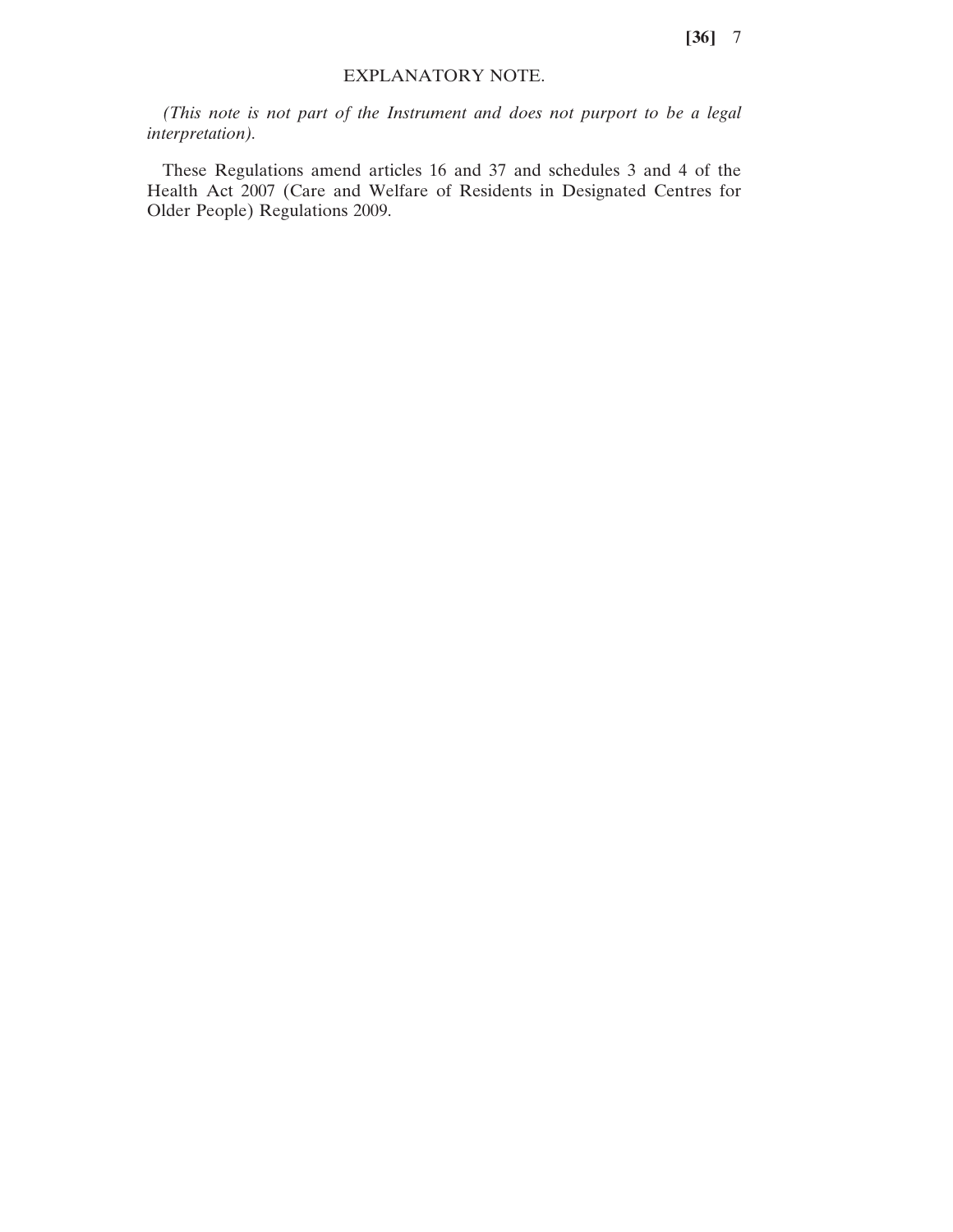## EXPLANATORY NOTE.

*(This note is not part of the Instrument and does not purport to be a legal interpretation).*

These Regulations amend articles 16 and 37 and schedules 3 and 4 of the Health Act 2007 (Care and Welfare of Residents in Designated Centres for Older People) Regulations 2009.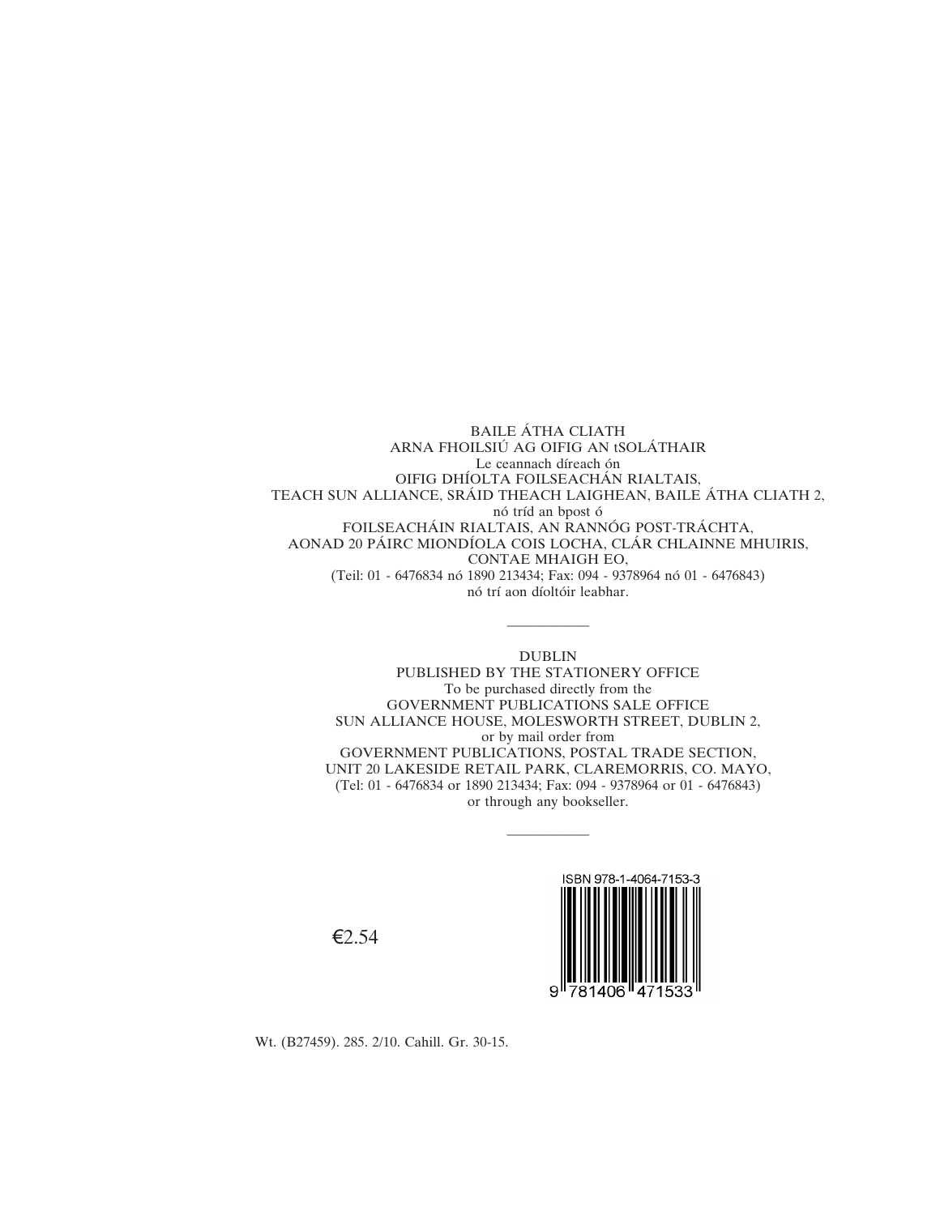BAILE ÁTHA CLIATH
ARNA FHOILSIÚ AG OIFIG AN tSOLÁTHAIR
Le ceannach díreach ón
OIFIG DHÍOLTA FOILSEACHÁN RIALTAIS,
TEACH SUN ALLIANCE, SRÁID THEACH LAIGHEAN, BAILE ÁTHA CLIATH 2,
nó tríd an bpost ó
FOILSEACHÁIN RIALTAIS, AN RANNÓG POST-TRÁCHTA,
AONAD 20 PÁIRC MIONDÍOLA COIS LOCHA, CLÁR CHLAINNE MHUIRIS,
CONTAE MHAIGH EO,
(Teil: 01 - 6476834 nó 1890 213434; Fax: 094 - 9378964 nó 01 - 6476843)
nó trí aon díoltóir leabhar.

---

DUBLIN
PUBLISHED BY THE STATIONERY OFFICE
To be purchased directly from the
GOVERNMENT PUBLICATIONS SALE OFFICE
SUN ALLIANCE HOUSE, MOLESWORTH STREET, DUBLIN 2,
or by mail order from
GOVERNMENT PUBLICATIONS, POSTAL TRADE SECTION,
UNIT 20 LAKESIDE RETAIL PARK, CLAREMORRIS, CO. MAYO,
(Tel: 01 - 6476834 or 1890 213434; Fax: 094 - 9378964 or 01 - 6476843)
or through any bookseller.

---

€2.54

ISBN 978-1-4064-7153-3

9 781406 471533

Wt. (B27459). 285. 2/10. Cahill. Gr. 30-15.